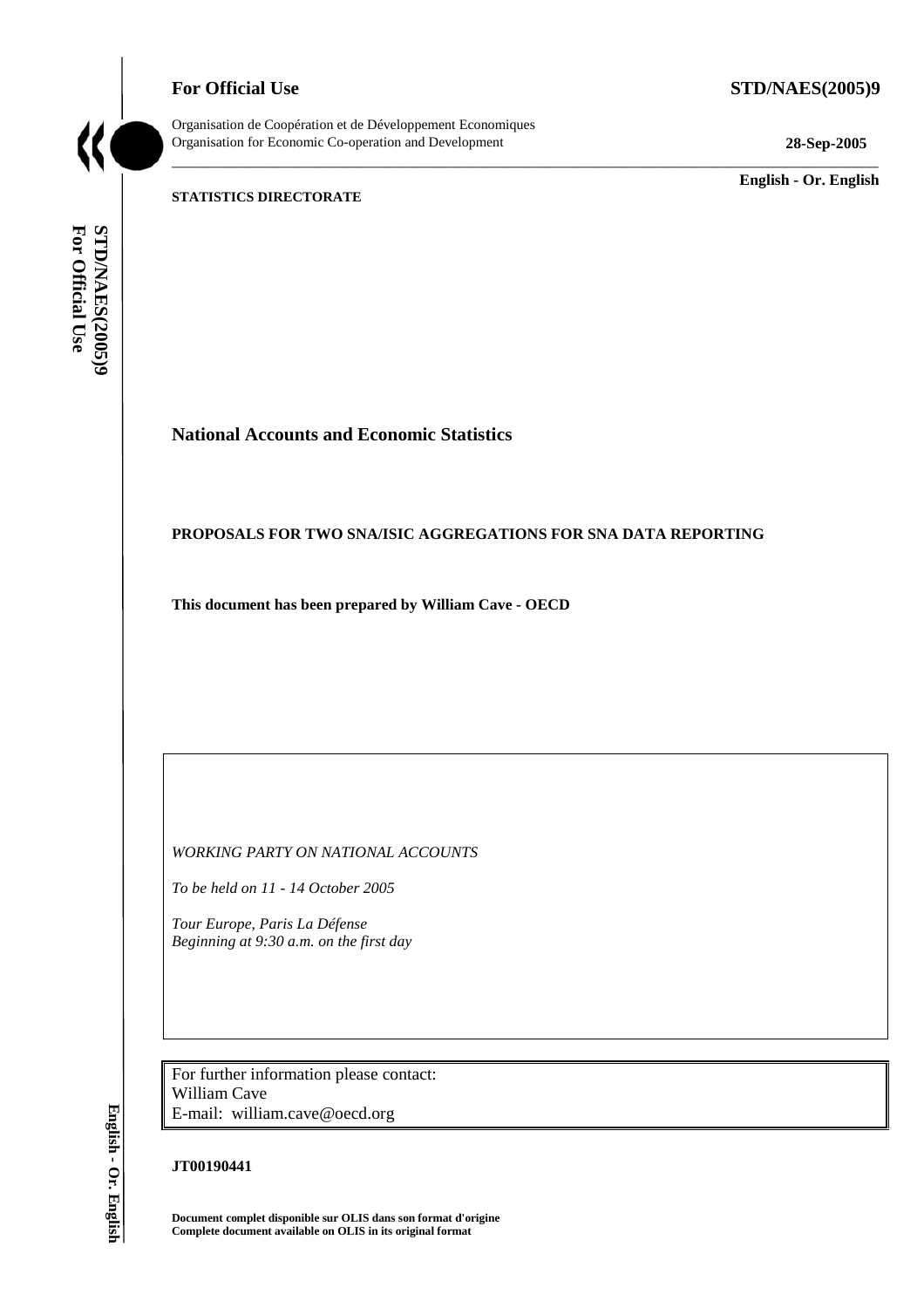**For Official Use** **STD/NAES(2005)9**

Organisation de Coopération et de Développement Economiques
Organisation for Economic Co-operation and Development **28-Sep-2005**

**English - Or. English**

**STATISTICS DIRECTORATE**

# National Accounts and Economic Statistics

## PROPOSALS FOR TWO SNA/ISIC AGGREGATIONS FOR SNA DATA REPORTING

**This document has been prepared by William Cave - OECD**

*WORKING PARTY ON NATIONAL ACCOUNTS*

*To be held on 11 - 14 October 2005*

*Tour Europe, Paris La Défense*
*Beginning at 9:30 a.m. on the first day*

For further information please contact:
William Cave
E-mail: william.cave@oecd.org

**JT00190441**

**Document complet disponible sur OLIS dans son format d'origine**
**Complete document available on OLIS in its original format**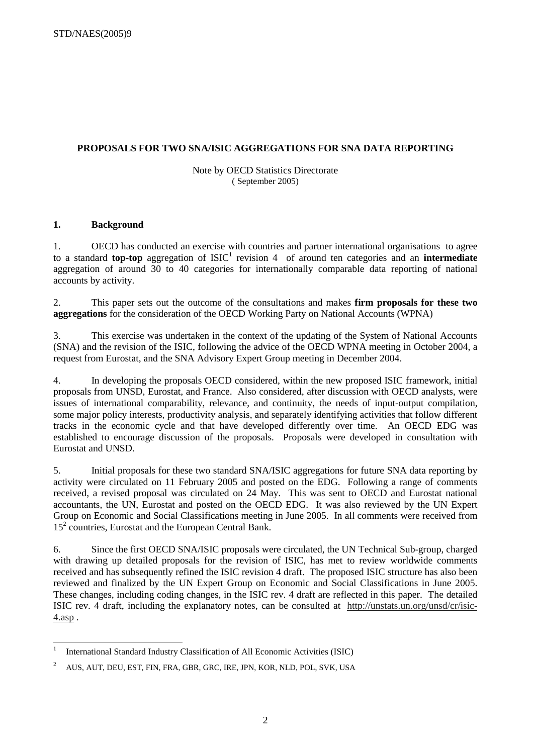# PROPOSALS FOR TWO SNA/ISIC AGGREGATIONS FOR SNA DATA REPORTING

Note by OECD Statistics Directorate
( September 2005)

## 1. Background

1. OECD has conducted an exercise with countries and partner international organisations to agree to a standard **top-top** aggregation of ISIC[1] revision 4 of around ten categories and an **intermediate** aggregation of around 30 to 40 categories for internationally comparable data reporting of national accounts by activity.

2. This paper sets out the outcome of the consultations and makes **firm proposals for these two aggregations** for the consideration of the OECD Working Party on National Accounts (WPNA)

3. This exercise was undertaken in the context of the updating of the System of National Accounts (SNA) and the revision of the ISIC, following the advice of the OECD WPNA meeting in October 2004, a request from Eurostat, and the SNA Advisory Expert Group meeting in December 2004.

4. In developing the proposals OECD considered, within the new proposed ISIC framework, initial proposals from UNSD, Eurostat, and France. Also considered, after discussion with OECD analysts, were issues of international comparability, relevance, and continuity, the needs of input-output compilation, some major policy interests, productivity analysis, and separately identifying activities that follow different tracks in the economic cycle and that have developed differently over time. An OECD EDG was established to encourage discussion of the proposals. Proposals were developed in consultation with Eurostat and UNSD.

5. Initial proposals for these two standard SNA/ISIC aggregations for future SNA data reporting by activity were circulated on 11 February 2005 and posted on the EDG. Following a range of comments received, a revised proposal was circulated on 24 May. This was sent to OECD and Eurostat national accountants, the UN, Eurostat and posted on the OECD EDG. It was also reviewed by the UN Expert Group on Economic and Social Classifications meeting in June 2005. In all comments were received from 15[2] countries, Eurostat and the European Central Bank.

6. Since the first OECD SNA/ISIC proposals were circulated, the UN Technical Sub-group, charged with drawing up detailed proposals for the revision of ISIC, has met to review worldwide comments received and has subsequently refined the ISIC revision 4 draft. The proposed ISIC structure has also been reviewed and finalized by the UN Expert Group on Economic and Social Classifications in June 2005. These changes, including coding changes, in the ISIC rev. 4 draft are reflected in this paper. The detailed ISIC rev. 4 draft, including the explanatory notes, can be consulted at http://unstats.un.org/unsd/cr/isic-4.asp .

---

[1] International Standard Industry Classification of All Economic Activities (ISIC)

[2] AUS, AUT, DEU, EST, FIN, FRA, GBR, GRC, IRE, JPN, KOR, NLD, POL, SVK, USA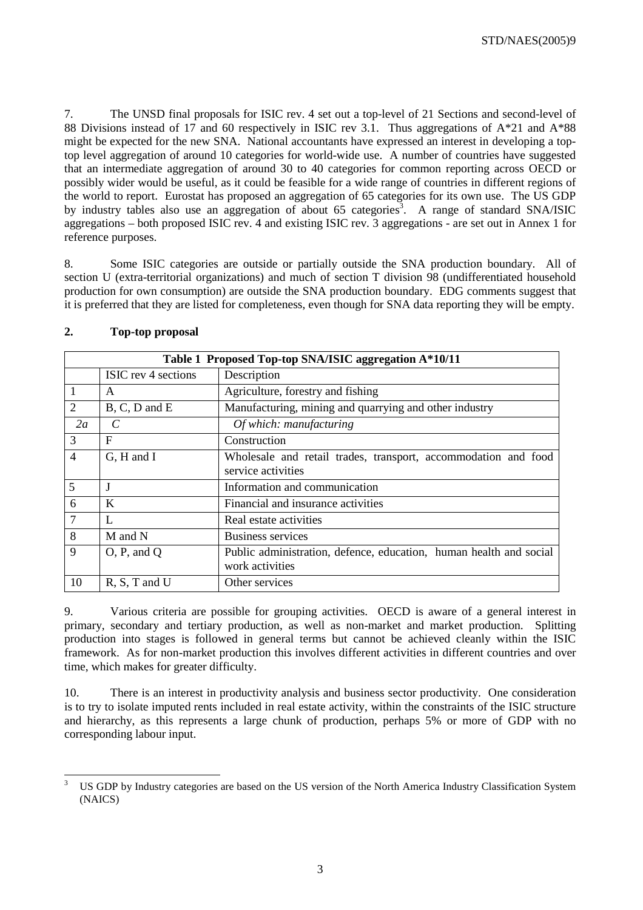7. The UNSD final proposals for ISIC rev. 4 set out a top-level of 21 Sections and second-level of 88 Divisions instead of 17 and 60 respectively in ISIC rev 3.1. Thus aggregations of A*21 and A*88 might be expected for the new SNA. National accountants have expressed an interest in developing a top-top level aggregation of around 10 categories for world-wide use. A number of countries have suggested that an intermediate aggregation of around 30 to 40 categories for common reporting across OECD or possibly wider would be useful, as it could be feasible for a wide range of countries in different regions of the world to report. Eurostat has proposed an aggregation of 65 categories for its own use. The US GDP by industry tables also use an aggregation of about 65 categories[3]. A range of standard SNA/ISIC aggregations – both proposed ISIC rev. 4 and existing ISIC rev. 3 aggregations - are set out in Annex 1 for reference purposes.

8. Some ISIC categories are outside or partially outside the SNA production boundary. All of section U (extra-territorial organizations) and much of section T division 98 (undifferentiated household production for own consumption) are outside the SNA production boundary. EDG comments suggest that it is preferred that they are listed for completeness, even though for SNA data reporting they will be empty.

## 2. Top-top proposal

| Table 1 Proposed Top-top SNA/ISIC aggregation A*10/11 | | |
|---|---|---|
| | ISIC rev 4 sections | Description |
| 1 | A | Agriculture, forestry and fishing |
| 2 | B, C, D and E | Manufacturing, mining and quarrying and other industry |
| *2a* | *C* | *Of which: manufacturing* |
| 3 | F | Construction |
| 4 | G, H and I | Wholesale and retail trades, transport, accommodation and food service activities |
| 5 | J | Information and communication |
| 6 | K | Financial and insurance activities |
| 7 | L | Real estate activities |
| 8 | M and N | Business services |
| 9 | O, P, and Q | Public administration, defence, education, human health and social work activities |
| 10 | R, S, T and U | Other services |

9. Various criteria are possible for grouping activities. OECD is aware of a general interest in primary, secondary and tertiary production, as well as non-market and market production. Splitting production into stages is followed in general terms but cannot be achieved cleanly within the ISIC framework. As for non-market production this involves different activities in different countries and over time, which makes for greater difficulty.

10. There is an interest in productivity analysis and business sector productivity. One consideration is to try to isolate imputed rents included in real estate activity, within the constraints of the ISIC structure and hierarchy, as this represents a large chunk of production, perhaps 5% or more of GDP with no corresponding labour input.

[3] US GDP by Industry categories are based on the US version of the North America Industry Classification System (NAICS)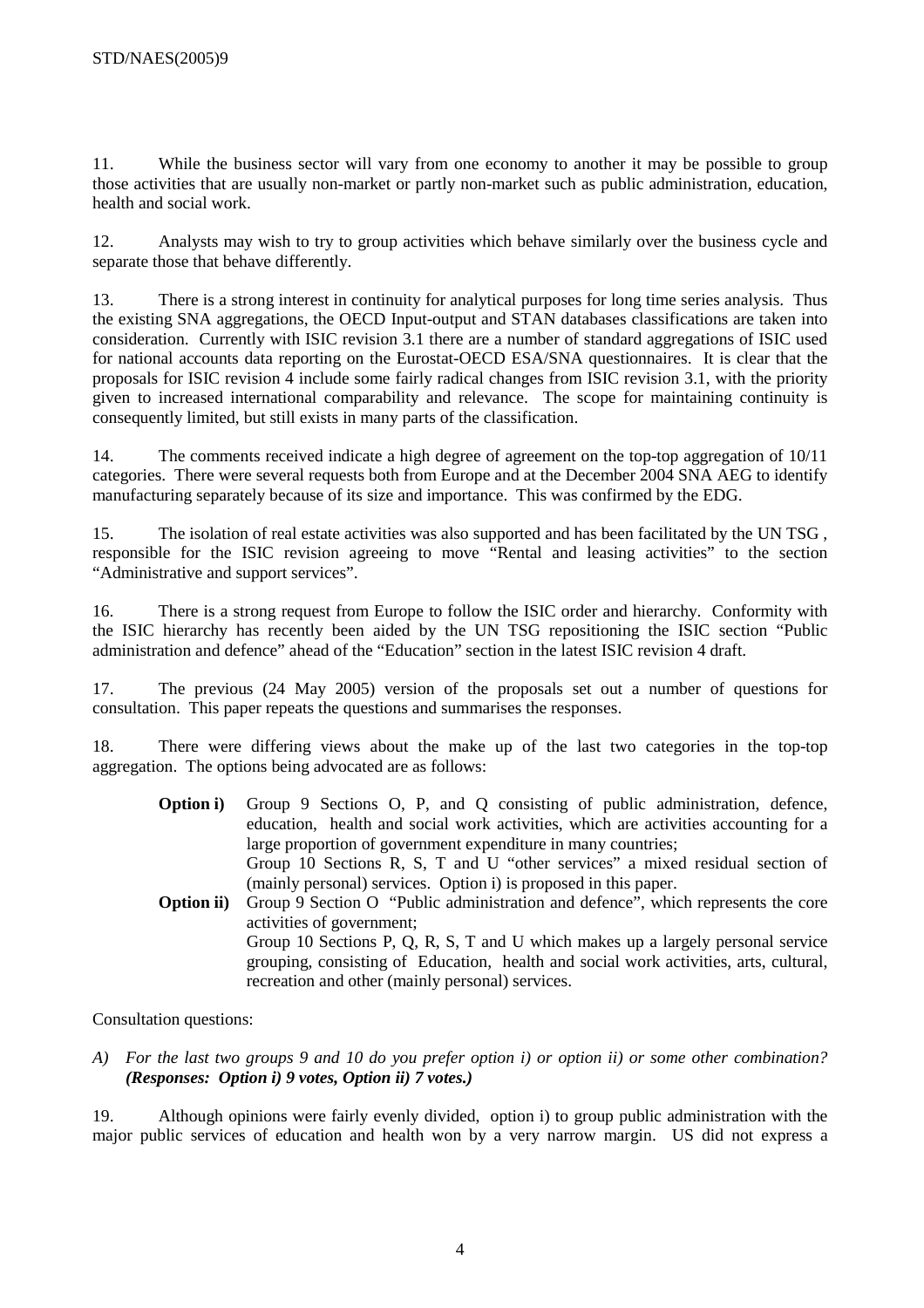11. While the business sector will vary from one economy to another it may be possible to group those activities that are usually non-market or partly non-market such as public administration, education, health and social work.

12. Analysts may wish to try to group activities which behave similarly over the business cycle and separate those that behave differently.

13. There is a strong interest in continuity for analytical purposes for long time series analysis. Thus the existing SNA aggregations, the OECD Input-output and STAN databases classifications are taken into consideration. Currently with ISIC revision 3.1 there are a number of standard aggregations of ISIC used for national accounts data reporting on the Eurostat-OECD ESA/SNA questionnaires. It is clear that the proposals for ISIC revision 4 include some fairly radical changes from ISIC revision 3.1, with the priority given to increased international comparability and relevance. The scope for maintaining continuity is consequently limited, but still exists in many parts of the classification.

14. The comments received indicate a high degree of agreement on the top-top aggregation of 10/11 categories. There were several requests both from Europe and at the December 2004 SNA AEG to identify manufacturing separately because of its size and importance. This was confirmed by the EDG.

15. The isolation of real estate activities was also supported and has been facilitated by the UN TSG , responsible for the ISIC revision agreeing to move "Rental and leasing activities" to the section "Administrative and support services".

16. There is a strong request from Europe to follow the ISIC order and hierarchy. Conformity with the ISIC hierarchy has recently been aided by the UN TSG repositioning the ISIC section "Public administration and defence" ahead of the "Education" section in the latest ISIC revision 4 draft.

17. The previous (24 May 2005) version of the proposals set out a number of questions for consultation. This paper repeats the questions and summarises the responses.

18. There were differing views about the make up of the last two categories in the top-top aggregation. The options being advocated are as follows:

**Option i)** Group 9 Sections O, P, and Q consisting of public administration, defence, education, health and social work activities, which are activities accounting for a large proportion of government expenditure in many countries;
Group 10 Sections R, S, T and U "other services" a mixed residual section of (mainly personal) services. Option i) is proposed in this paper.

**Option ii)** Group 9 Section O "Public administration and defence", which represents the core activities of government;
Group 10 Sections P, Q, R, S, T and U which makes up a largely personal service grouping, consisting of Education, health and social work activities, arts, cultural, recreation and other (mainly personal) services.

Consultation questions:

*A) For the last two groups 9 and 10 do you prefer option i) or option ii) or some other combination?* ***(Responses: Option i) 9 votes, Option ii) 7 votes.)***

19. Although opinions were fairly evenly divided, option i) to group public administration with the major public services of education and health won by a very narrow margin. US did not express a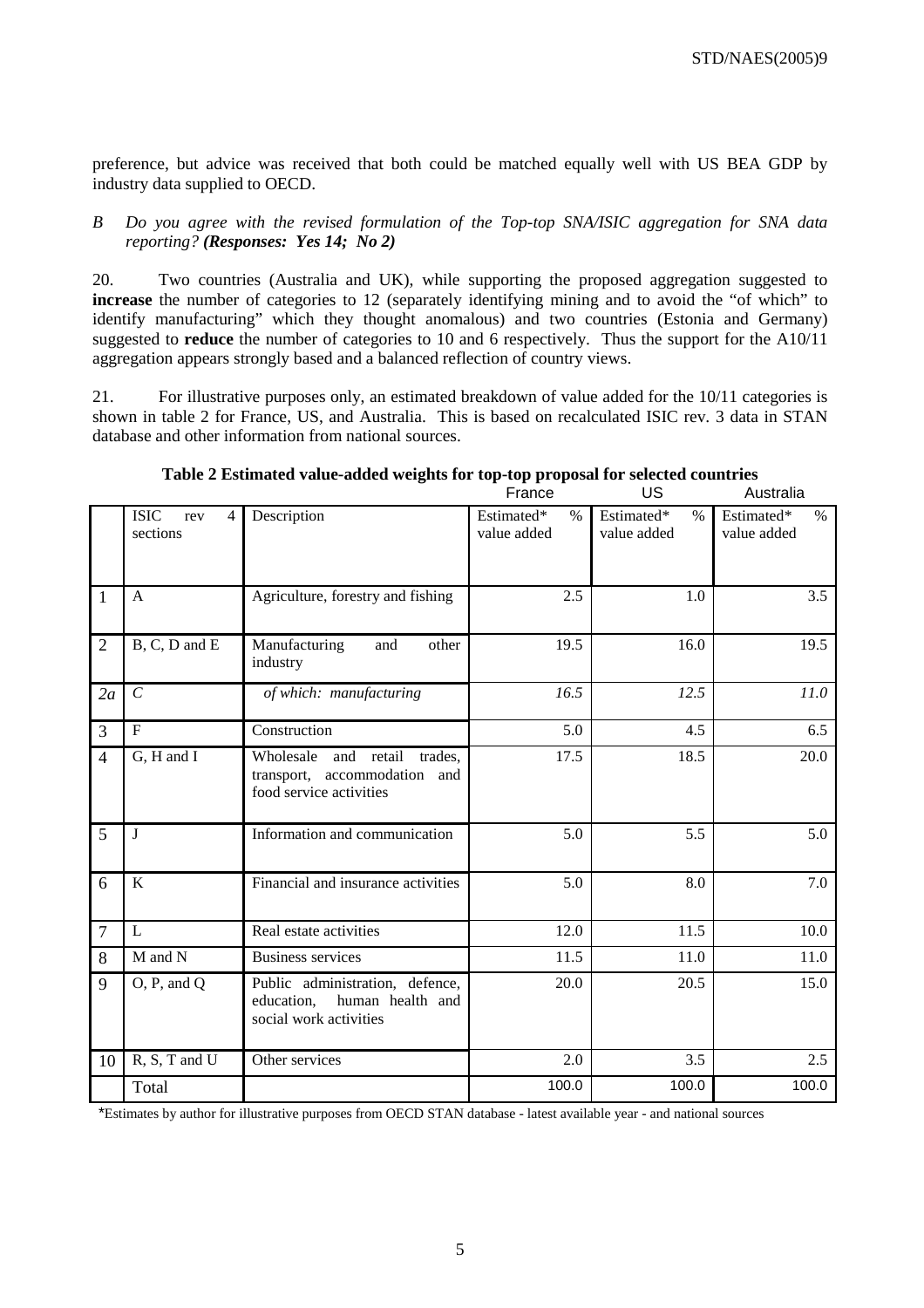preference, but advice was received that both could be matched equally well with US BEA GDP by industry data supplied to OECD.

*B Do you agree with the revised formulation of the Top-top SNA/ISIC aggregation for SNA data reporting?* ***(Responses: Yes 14; No 2)***

20. Two countries (Australia and UK), while supporting the proposed aggregation suggested to **increase** the number of categories to 12 (separately identifying mining and to avoid the "of which" to identify manufacturing" which they thought anomalous) and two countries (Estonia and Germany) suggested to **reduce** the number of categories to 10 and 6 respectively. Thus the support for the A10/11 aggregation appears strongly based and a balanced reflection of country views.

21. For illustrative purposes only, an estimated breakdown of value added for the 10/11 categories is shown in table 2 for France, US, and Australia. This is based on recalculated ISIC rev. 3 data in STAN database and other information from national sources.

**Table 2 Estimated value-added weights for top-top proposal for selected countries**

| | | | France | US | Australia |
|---|---|---|---|---|---|
| | ISIC rev 4 sections | Description | Estimated* % value added | Estimated* % value added | Estimated* % value added |
| 1 | A | Agriculture, forestry and fishing | 2.5 | 1.0 | 3.5 |
| 2 | B, C, D and E | Manufacturing and other industry | 19.5 | 16.0 | 19.5 |
| *2a* | *C* | *of which: manufacturing* | *16.5* | *12.5* | *11.0* |
| 3 | F | Construction | 5.0 | 4.5 | 6.5 |
| 4 | G, H and I | Wholesale and retail trades, transport, accommodation and food service activities | 17.5 | 18.5 | 20.0 |
| 5 | J | Information and communication | 5.0 | 5.5 | 5.0 |
| 6 | K | Financial and insurance activities | 5.0 | 8.0 | 7.0 |
| 7 | L | Real estate activities | 12.0 | 11.5 | 10.0 |
| 8 | M and N | Business services | 11.5 | 11.0 | 11.0 |
| 9 | O, P, and Q | Public administration, defence, education, human health and social work activities | 20.0 | 20.5 | 15.0 |
| 10 | R, S, T and U | Other services | 2.0 | 3.5 | 2.5 |
| | Total | | 100.0 | 100.0 | 100.0 |

*Estimates by author for illustrative purposes from OECD STAN database - latest available year - and national sources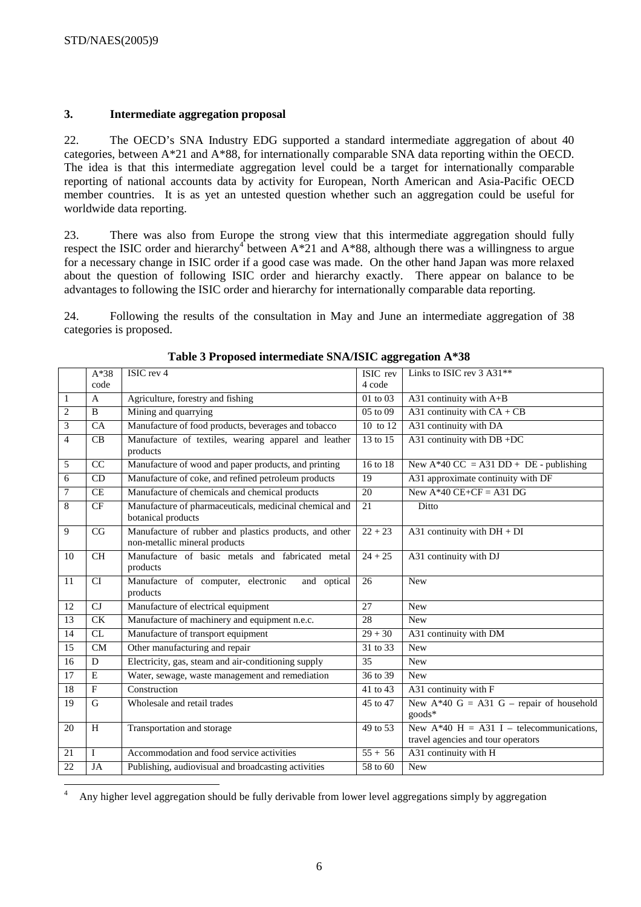## 3. Intermediate aggregation proposal

22. The OECD's SNA Industry EDG supported a standard intermediate aggregation of about 40 categories, between A*21 and A*88, for internationally comparable SNA data reporting within the OECD. The idea is that this intermediate aggregation level could be a target for internationally comparable reporting of national accounts data by activity for European, North American and Asia-Pacific OECD member countries. It is as yet an untested question whether such an aggregation could be useful for worldwide data reporting.

23. There was also from Europe the strong view that this intermediate aggregation should fully respect the ISIC order and hierarchy[4] between A*21 and A*88, although there was a willingness to argue for a necessary change in ISIC order if a good case was made. On the other hand Japan was more relaxed about the question of following ISIC order and hierarchy exactly. There appear on balance to be advantages to following the ISIC order and hierarchy for internationally comparable data reporting.

24. Following the results of the consultation in May and June an intermediate aggregation of 38 categories is proposed.

**Table 3 Proposed intermediate SNA/ISIC aggregation A*38**

| | A*38 code | ISIC rev 4 | ISIC rev 4 code | Links to ISIC rev 3 A31** |
|---|---|---|---|---|
| 1 | A | Agriculture, forestry and fishing | 01 to 03 | A31 continuity with A+B |
| 2 | B | Mining and quarrying | 05 to 09 | A31 continuity with CA + CB |
| 3 | CA | Manufacture of food products, beverages and tobacco | 10 to 12 | A31 continuity with DA |
| 4 | CB | Manufacture of textiles, wearing apparel and leather products | 13 to 15 | A31 continuity with DB +DC |
| 5 | CC | Manufacture of wood and paper products, and printing | 16 to 18 | New A*40 CC = A31 DD + DE - publishing |
| 6 | CD | Manufacture of coke, and refined petroleum products | 19 | A31 approximate continuity with DF |
| 7 | CE | Manufacture of chemicals and chemical products | 20 | New A*40 CE+CF = A31 DG |
| 8 | CF | Manufacture of pharmaceuticals, medicinal chemical and botanical products | 21 | Ditto |
| 9 | CG | Manufacture of rubber and plastics products, and other non-metallic mineral products | 22 + 23 | A31 continuity with DH + DI |
| 10 | CH | Manufacture of basic metals and fabricated metal products | 24 + 25 | A31 continuity with DJ |
| 11 | CI | Manufacture of computer, electronic and optical products | 26 | New |
| 12 | CJ | Manufacture of electrical equipment | 27 | New |
| 13 | CK | Manufacture of machinery and equipment n.e.c. | 28 | New |
| 14 | CL | Manufacture of transport equipment | 29 + 30 | A31 continuity with DM |
| 15 | CM | Other manufacturing and repair | 31 to 33 | New |
| 16 | D | Electricity, gas, steam and air-conditioning supply | 35 | New |
| 17 | E | Water, sewage, waste management and remediation | 36 to 39 | New |
| 18 | F | Construction | 41 to 43 | A31 continuity with F |
| 19 | G | Wholesale and retail trades | 45 to 47 | New A*40 G = A31 G – repair of household goods* |
| 20 | H | Transportation and storage | 49 to 53 | New A*40 H = A31 I – telecommunications, travel agencies and tour operators |
| 21 | I | Accommodation and food service activities | 55 + 56 | A31 continuity with H |
| 22 | JA | Publishing, audiovisual and broadcasting activities | 58 to 60 | New |

[4] Any higher level aggregation should be fully derivable from lower level aggregations simply by aggregation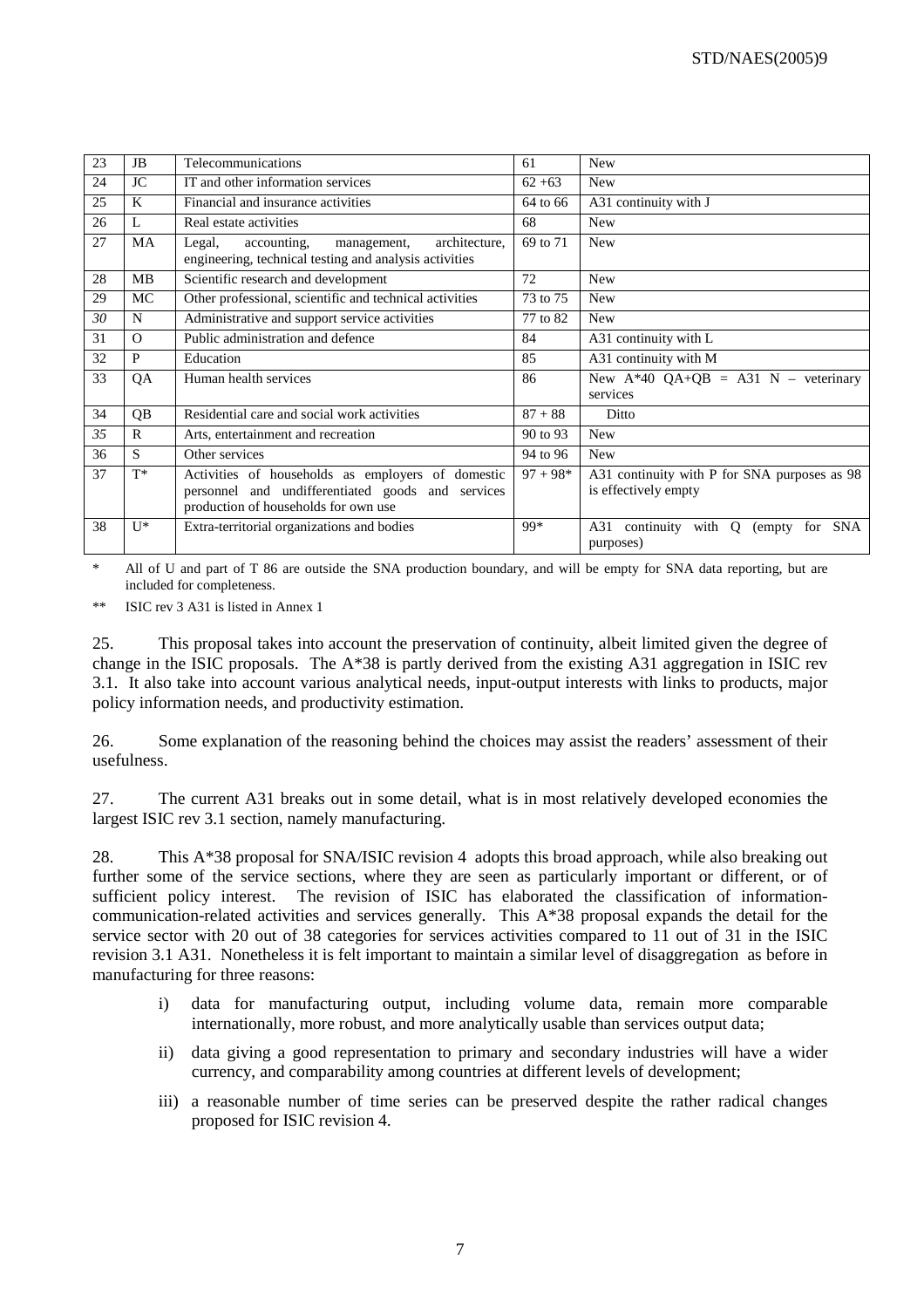| 23 | JB | Telecommunications | 61 | New |
|---|---|---|---|---|
| 24 | JC | IT and other information services | 62 +63 | New |
| 25 | K | Financial and insurance activities | 64 to 66 | A31 continuity with J |
| 26 | L | Real estate activities | 68 | New |
| 27 | MA | Legal, accounting, management, architecture, engineering, technical testing and analysis activities | 69 to 71 | New |
| 28 | MB | Scientific research and development | 72 | New |
| 29 | MC | Other professional, scientific and technical activities | 73 to 75 | New |
| *30* | N | Administrative and support service activities | 77 to 82 | New |
| 31 | O | Public administration and defence | 84 | A31 continuity with L |
| 32 | P | Education | 85 | A31 continuity with M |
| 33 | QA | Human health services | 86 | New A*40 QA+QB = A31 N – veterinary services |
| 34 | QB | Residential care and social work activities | 87 + 88 | Ditto |
| *35* | R | Arts, entertainment and recreation | 90 to 93 | New |
| 36 | S | Other services | 94 to 96 | New |
| 37 | T* | Activities of households as employers of domestic personnel and undifferentiated goods and services production of households for own use | 97 + 98* | A31 continuity with P for SNA purposes as 98 is effectively empty |
| 38 | U* | Extra-territorial organizations and bodies | 99* | A31 continuity with Q (empty for SNA purposes) |

\* All of U and part of T 86 are outside the SNA production boundary, and will be empty for SNA data reporting, but are included for completeness.

\*\* ISIC rev 3 A31 is listed in Annex 1

25. This proposal takes into account the preservation of continuity, albeit limited given the degree of change in the ISIC proposals. The A*38 is partly derived from the existing A31 aggregation in ISIC rev 3.1. It also take into account various analytical needs, input-output interests with links to products, major policy information needs, and productivity estimation.

26. Some explanation of the reasoning behind the choices may assist the readers' assessment of their usefulness.

27. The current A31 breaks out in some detail, what is in most relatively developed economies the largest ISIC rev 3.1 section, namely manufacturing.

28. This A*38 proposal for SNA/ISIC revision 4 adopts this broad approach, while also breaking out further some of the service sections, where they are seen as particularly important or different, or of sufficient policy interest. The revision of ISIC has elaborated the classification of information-communication-related activities and services generally. This A*38 proposal expands the detail for the service sector with 20 out of 38 categories for services activities compared to 11 out of 31 in the ISIC revision 3.1 A31. Nonetheless it is felt important to maintain a similar level of disaggregation as before in manufacturing for three reasons:

i) data for manufacturing output, including volume data, remain more comparable internationally, more robust, and more analytically usable than services output data;

ii) data giving a good representation to primary and secondary industries will have a wider currency, and comparability among countries at different levels of development;

iii) a reasonable number of time series can be preserved despite the rather radical changes proposed for ISIC revision 4.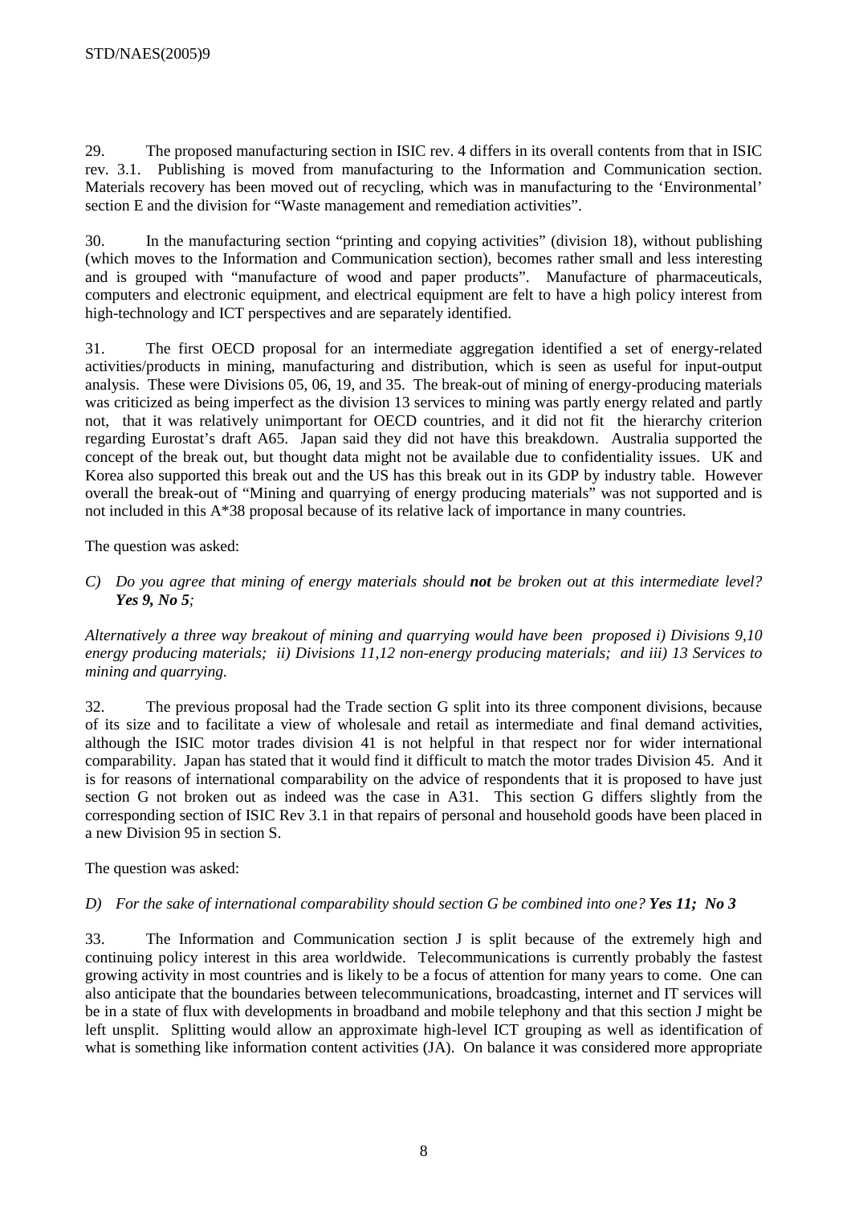29. The proposed manufacturing section in ISIC rev. 4 differs in its overall contents from that in ISIC rev. 3.1. Publishing is moved from manufacturing to the Information and Communication section. Materials recovery has been moved out of recycling, which was in manufacturing to the 'Environmental' section E and the division for "Waste management and remediation activities".

30. In the manufacturing section "printing and copying activities" (division 18), without publishing (which moves to the Information and Communication section), becomes rather small and less interesting and is grouped with "manufacture of wood and paper products". Manufacture of pharmaceuticals, computers and electronic equipment, and electrical equipment are felt to have a high policy interest from high-technology and ICT perspectives and are separately identified.

31. The first OECD proposal for an intermediate aggregation identified a set of energy-related activities/products in mining, manufacturing and distribution, which is seen as useful for input-output analysis. These were Divisions 05, 06, 19, and 35. The break-out of mining of energy-producing materials was criticized as being imperfect as the division 13 services to mining was partly energy related and partly not, that it was relatively unimportant for OECD countries, and it did not fit the hierarchy criterion regarding Eurostat's draft A65. Japan said they did not have this breakdown. Australia supported the concept of the break out, but thought data might not be available due to confidentiality issues. UK and Korea also supported this break out and the US has this break out in its GDP by industry table. However overall the break-out of "Mining and quarrying of energy producing materials" was not supported and is not included in this A*38 proposal because of its relative lack of importance in many countries.

The question was asked:

*C) Do you agree that mining of energy materials should **not** be broken out at this intermediate level? **Yes 9, No 5**;*

*Alternatively a three way breakout of mining and quarrying would have been proposed i) Divisions 9,10 energy producing materials; ii) Divisions 11,12 non-energy producing materials; and iii) 13 Services to mining and quarrying.*

32. The previous proposal had the Trade section G split into its three component divisions, because of its size and to facilitate a view of wholesale and retail as intermediate and final demand activities, although the ISIC motor trades division 41 is not helpful in that respect nor for wider international comparability. Japan has stated that it would find it difficult to match the motor trades Division 45. And it is for reasons of international comparability on the advice of respondents that it is proposed to have just section G not broken out as indeed was the case in A31. This section G differs slightly from the corresponding section of ISIC Rev 3.1 in that repairs of personal and household goods have been placed in a new Division 95 in section S.

The question was asked:

*D) For the sake of international comparability should section G be combined into one? **Yes 11; No 3***

33. The Information and Communication section J is split because of the extremely high and continuing policy interest in this area worldwide. Telecommunications is currently probably the fastest growing activity in most countries and is likely to be a focus of attention for many years to come. One can also anticipate that the boundaries between telecommunications, broadcasting, internet and IT services will be in a state of flux with developments in broadband and mobile telephony and that this section J might be left unsplit. Splitting would allow an approximate high-level ICT grouping as well as identification of what is something like information content activities (JA). On balance it was considered more appropriate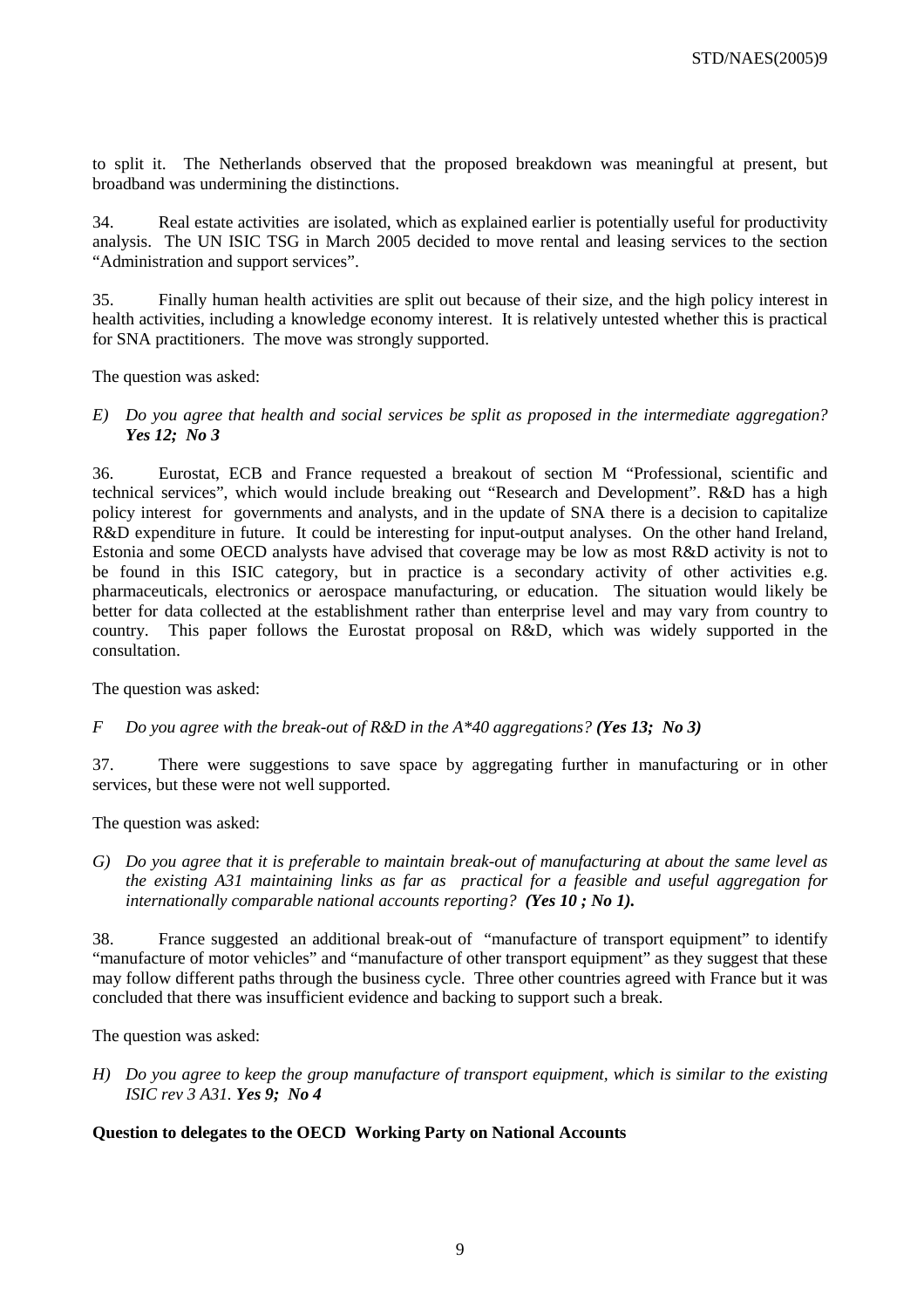to split it. The Netherlands observed that the proposed breakdown was meaningful at present, but broadband was undermining the distinctions.

34. Real estate activities are isolated, which as explained earlier is potentially useful for productivity analysis. The UN ISIC TSG in March 2005 decided to move rental and leasing services to the section "Administration and support services".

35. Finally human health activities are split out because of their size, and the high policy interest in health activities, including a knowledge economy interest. It is relatively untested whether this is practical for SNA practitioners. The move was strongly supported.

The question was asked:

*E) Do you agree that health and social services be split as proposed in the intermediate aggregation?* ***Yes 12; No 3***

36. Eurostat, ECB and France requested a breakout of section M "Professional, scientific and technical services", which would include breaking out "Research and Development". R&D has a high policy interest for governments and analysts, and in the update of SNA there is a decision to capitalize R&D expenditure in future. It could be interesting for input-output analyses. On the other hand Ireland, Estonia and some OECD analysts have advised that coverage may be low as most R&D activity is not to be found in this ISIC category, but in practice is a secondary activity of other activities e.g. pharmaceuticals, electronics or aerospace manufacturing, or education. The situation would likely be better for data collected at the establishment rather than enterprise level and may vary from country to country. This paper follows the Eurostat proposal on R&D, which was widely supported in the consultation.

The question was asked:

*F Do you agree with the break-out of R&D in the A\*40 aggregations?* ***(Yes 13; No 3)***

37. There were suggestions to save space by aggregating further in manufacturing or in other services, but these were not well supported.

The question was asked:

*G) Do you agree that it is preferable to maintain break-out of manufacturing at about the same level as the existing A31 maintaining links as far as practical for a feasible and useful aggregation for internationally comparable national accounts reporting?* ***(Yes 10 ; No 1).***

38. France suggested an additional break-out of "manufacture of transport equipment" to identify "manufacture of motor vehicles" and "manufacture of other transport equipment" as they suggest that these may follow different paths through the business cycle. Three other countries agreed with France but it was concluded that there was insufficient evidence and backing to support such a break.

The question was asked:

*H) Do you agree to keep the group manufacture of transport equipment, which is similar to the existing ISIC rev 3 A31.* ***Yes 9; No 4***

**Question to delegates to the OECD Working Party on National Accounts**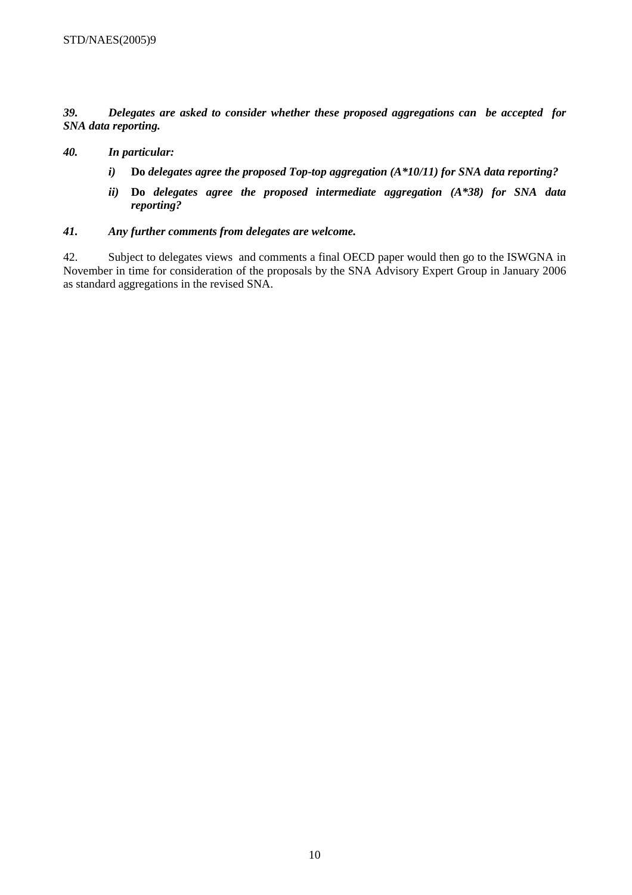***39. Delegates are asked to consider whether these proposed aggregations can be accepted for SNA data reporting.***

***40. In particular:***

- ***i)*** **Do** ***delegates agree the proposed Top-top aggregation (A*10/11) for SNA data reporting?***
- ***ii)*** **Do** ***delegates agree the proposed intermediate aggregation (A*38) for SNA data reporting?***

***41. Any further comments from delegates are welcome.***

42. Subject to delegates views and comments a final OECD paper would then go to the ISWGNA in November in time for consideration of the proposals by the SNA Advisory Expert Group in January 2006 as standard aggregations in the revised SNA.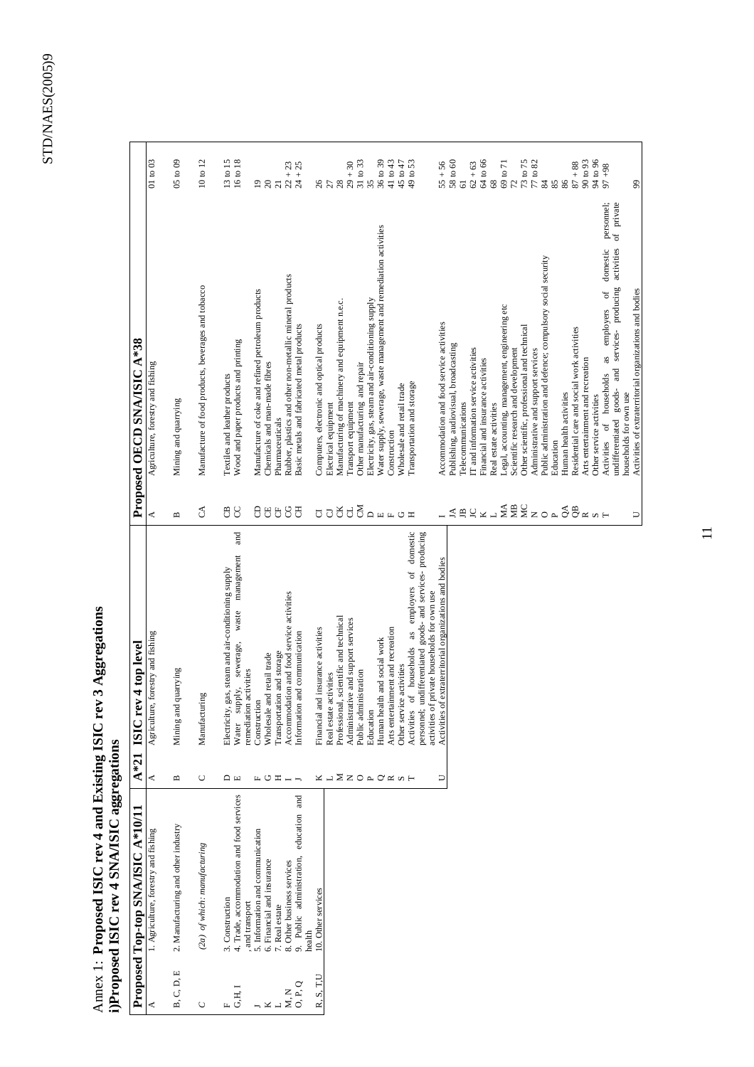# Annex 1: **Proposed ISIC rev 4 and Existing ISIC rev 3 Aggregations**

## i)Proposed ISIC rev 4 SNA/ISIC aggregations

| Proposed Top-top SNA/ISIC A*10/11 | | A*21 | ISIC rev 4 top level | Proposed OECD SNA/ISIC A*38 | | |
|---|---|---|---|---|---|---|
| A | 1. Agriculture, forestry and fishing | A | Agriculture, forestry and fishing | A | Agriculture, forestry and fishing | 01 to 03 |
| B, C, D, E | 2. Manufacturing and other industry | B | Mining and quarrying | B | Mining and quarrying | 05 to 09 |
| C | *(2a) of which: manufacturing* | C | Manufacturing | CA | Manufacture of food products, beverages and tobacco | 10 to 12 |
| | | | | CB | Textiles and leather products | 13 to 15 |
| | | | | CC | Wood and paper products and printing | 16 to 18 |
| | | | | CD | Manufacture of coke and refined petroleum products | 19 |
| | | | | CE | Chemicals and man-made fibres | 20 |
| | | | | CF | Pharmaceuticals | 21 |
| | | | | CG | Rubber, plastics and other non-metallic mineral products | 22 + 23 |
| | | | | CH | Basic metals and fabricated metal products | 24 + 25 |
| | | | | CI | Computers, electronic and optical products | 26 |
| | | | | CJ | Electrical equipment | 27 |
| | | | | CK | Manufacturing of machinery and equipment n.e.c. | 28 |
| | | | | CL | Transport equipment | 29 + 30 |
| | | | | CM | Other manufacturing and repair | 31 to 33 |
| | | D | Electricity, gas, steam and air-conditioning supply | D | Electricity, gas, steam and air-conditioning supply | 35 |
| | | E | Water supply, sewerage, waste management and remediation activities | E | Water supply, sewerage, waste management and remediation activities | 36 to 39 |
| F | 3. Construction | F | Construction | F | Construction | 41 to 43 |
| G,H, I | 4. Trade, accommodation and food services , and transport | G | Wholesale and retail trade | G | Wholesale and retail trade | 45 to 47 |
| | | H | Transportation and storage | H | Transportation and storage | 49 to 53 |
| | | I | Accommodation and food service activities | I | Accommodation and food service activities | 55 + 56 |
| J | 5. Information and communication | J | Information and communication | JA | Publishing, audiovisual, broadcasting | 58 to 60 |
| | | | | JB | Telecommunications | 61 |
| | | | | JC | IT and information service activities | 62 + 63 |
| K | 6. Financial and insurance | K | Financial and insurance activities | K | Financial and insurance activities | 64 to 66 |
| L | 7. Real estate | L | Real estate activities | L | Real estate activities | 68 |
| M, N | 8. Other business services | M | Professional, scientific and technical | MA | Legal, accounting, management, engineering etc | 69 to 71 |
| | | | | MB | Scientific research and development | 72 |
| | | | | MC | Other scientific, professional and technical | 73 to 75 |
| | | N | Administrative and support services | N | Administrative and support services | 77 to 82 |
| O, P, Q | 9. Public administration, education and health | O | Public administration | O | Public administration and defence; compulsory social security | 84 |
| | | P | Education | P | Education | 85 |
| | | Q | Human health and social work | QA | Human health activities | 86 |
| | | | | QB | Residential care and social work activities | 87 + 88 |
| R, S, T,U | 10. Other services | R | Arts entertainment and recreation | R | Arts entertainment and recreation | 90 to 93 |
| | | S | Other service activities | S | Other service activities | 94 to 96 |
| | | T | Activities of households as employers of domestic personnel; undifferentiated goods- and services- producing activities of private households for own use | T | Activities of households as employers of domestic personnel; undifferentiated goods- and services- producing activities of private households for own use | 97 +98 |
| | | U | Activities of extraterritorial organizations and bodies | U | Activities of extraterritorial organizations and bodies | 99 |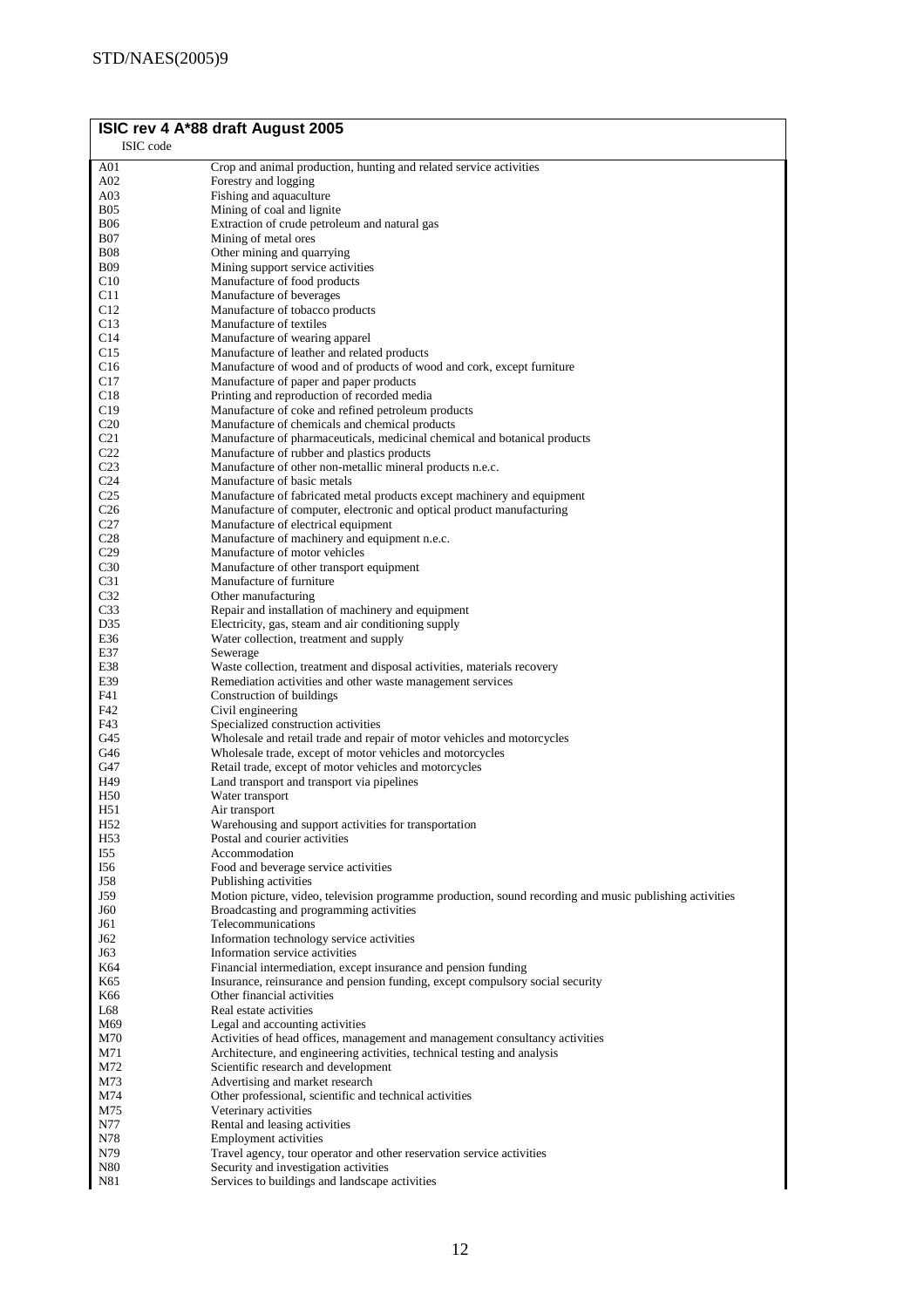| ISIC rev 4 A*88 draft August 2005 | |
|---|---|
| ISIC code | |
| A01 | Crop and animal production, hunting and related service activities |
| A02 | Forestry and logging |
| A03 | Fishing and aquaculture |
| B05 | Mining of coal and lignite |
| B06 | Extraction of crude petroleum and natural gas |
| B07 | Mining of metal ores |
| B08 | Other mining and quarrying |
| B09 | Mining support service activities |
| C10 | Manufacture of food products |
| C11 | Manufacture of beverages |
| C12 | Manufacture of tobacco products |
| C13 | Manufacture of textiles |
| C14 | Manufacture of wearing apparel |
| C15 | Manufacture of leather and related products |
| C16 | Manufacture of wood and of products of wood and cork, except furniture |
| C17 | Manufacture of paper and paper products |
| C18 | Printing and reproduction of recorded media |
| C19 | Manufacture of coke and refined petroleum products |
| C20 | Manufacture of chemicals and chemical products |
| C21 | Manufacture of pharmaceuticals, medicinal chemical and botanical products |
| C22 | Manufacture of rubber and plastics products |
| C23 | Manufacture of other non-metallic mineral products n.e.c. |
| C24 | Manufacture of basic metals |
| C25 | Manufacture of fabricated metal products except machinery and equipment |
| C26 | Manufacture of computer, electronic and optical product manufacturing |
| C27 | Manufacture of electrical equipment |
| C28 | Manufacture of machinery and equipment n.e.c. |
| C29 | Manufacture of motor vehicles |
| C30 | Manufacture of other transport equipment |
| C31 | Manufacture of furniture |
| C32 | Other manufacturing |
| C33 | Repair and installation of machinery and equipment |
| D35 | Electricity, gas, steam and air conditioning supply |
| E36 | Water collection, treatment and supply |
| E37 | Sewerage |
| E38 | Waste collection, treatment and disposal activities, materials recovery |
| E39 | Remediation activities and other waste management services |
| F41 | Construction of buildings |
| F42 | Civil engineering |
| F43 | Specialized construction activities |
| G45 | Wholesale and retail trade and repair of motor vehicles and motorcycles |
| G46 | Wholesale trade, except of motor vehicles and motorcycles |
| G47 | Retail trade, except of motor vehicles and motorcycles |
| H49 | Land transport and transport via pipelines |
| H50 | Water transport |
| H51 | Air transport |
| H52 | Warehousing and support activities for transportation |
| H53 | Postal and courier activities |
| I55 | Accommodation |
| I56 | Food and beverage service activities |
| J58 | Publishing activities |
| J59 | Motion picture, video, television programme production, sound recording and music publishing activities |
| J60 | Broadcasting and programming activities |
| J61 | Telecommunications |
| J62 | Information technology service activities |
| J63 | Information service activities |
| K64 | Financial intermediation, except insurance and pension funding |
| K65 | Insurance, reinsurance and pension funding, except compulsory social security |
| K66 | Other financial activities |
| L68 | Real estate activities |
| M69 | Legal and accounting activities |
| M70 | Activities of head offices, management and management consultancy activities |
| M71 | Architecture, and engineering activities, technical testing and analysis |
| M72 | Scientific research and development |
| M73 | Advertising and market research |
| M74 | Other professional, scientific and technical activities |
| M75 | Veterinary activities |
| N77 | Rental and leasing activities |
| N78 | Employment activities |
| N79 | Travel agency, tour operator and other reservation service activities |
| N80 | Security and investigation activities |
| N81 | Services to buildings and landscape activities |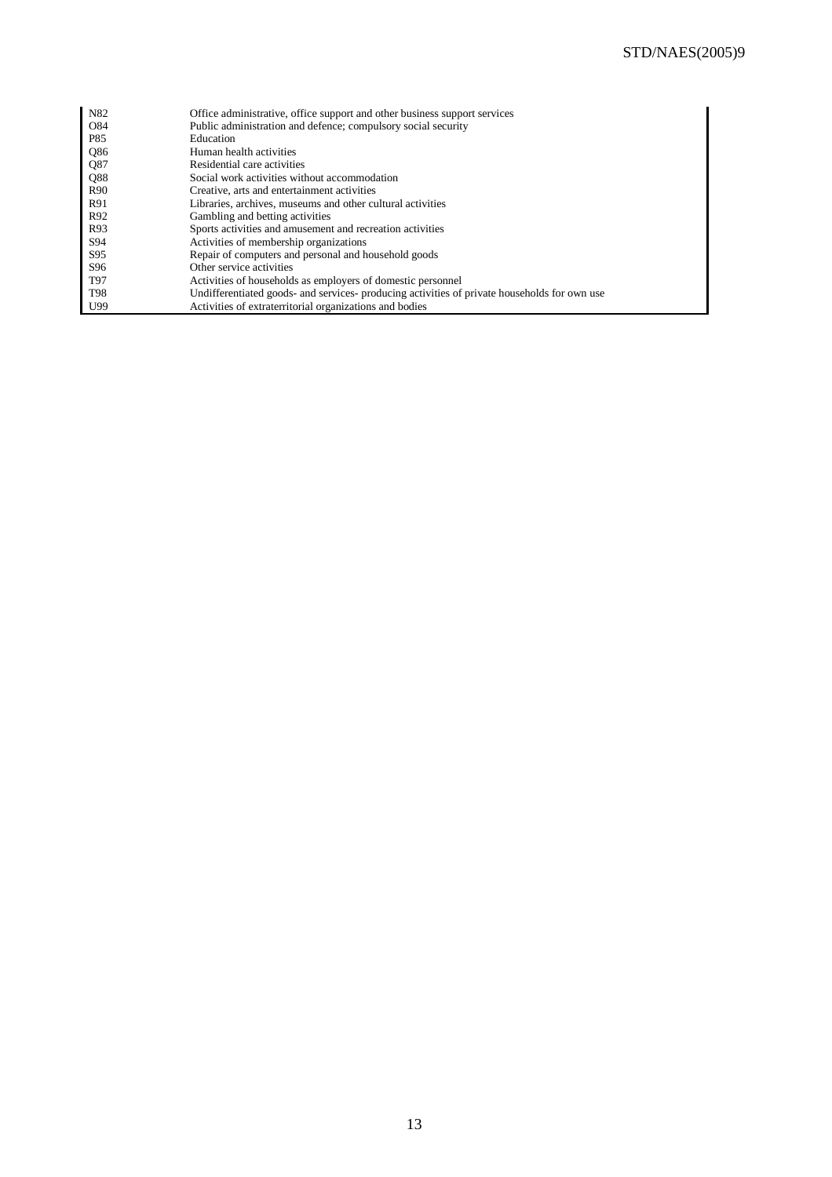| | |
|---|---|
| N82 | Office administrative, office support and other business support services |
| O84 | Public administration and defence; compulsory social security |
| P85 | Education |
| Q86 | Human health activities |
| Q87 | Residential care activities |
| Q88 | Social work activities without accommodation |
| R90 | Creative, arts and entertainment activities |
| R91 | Libraries, archives, museums and other cultural activities |
| R92 | Gambling and betting activities |
| R93 | Sports activities and amusement and recreation activities |
| S94 | Activities of membership organizations |
| S95 | Repair of computers and personal and household goods |
| S96 | Other service activities |
| T97 | Activities of households as employers of domestic personnel |
| T98 | Undifferentiated goods- and services- producing activities of private households for own use |
| U99 | Activities of extraterritorial organizations and bodies |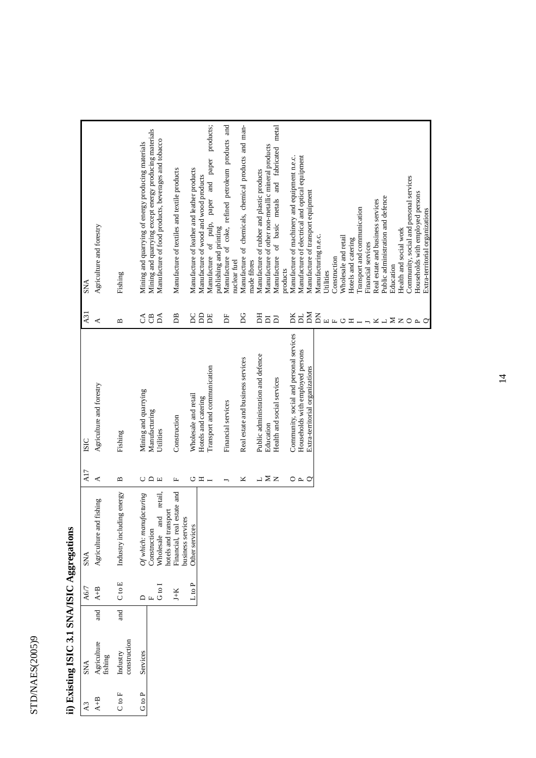## ii) Existing ISIC 3.1 SNA/ISIC Aggregations

| A3 | SNA | A6/7 | SNA | A17 | ISIC | A31 | SNA |
|---|---|---|---|---|---|---|---|
| A+B | Agriculture and fishing | A+B | Agriculture and fishing | A | Agriculture and forestry | A | Agriculture and forestry |
| | | | | B | Fishing | B | Fishing |
| C to F | Industry and construction | C to E | Industry including energy | C | Mining and quarrying | CA | Mining and quarrying of energy producing materials |
| | | | | | | CB | Mining and quarrying except energy producing materials |
| | | D | *Of which: manufacturing* | D | Manufacturing | DA | Manufacture of food products, beverages and tobacco |
| | | | | | | DB | Manufacture of textiles and textile products |
| | | | | | | DC | Manufacture of leather and leather products |
| | | | | | | DD | Manufacture of wood and wood products |
| | | | | | | DE | Manufacture of pulp, paper and paper products; publishing and printing |
| | | | | | | DF | Manufacture of coke, refined petroleum products and nuclear fuel |
| | | | | | | DG | Manufacture of chemicals, chemical products and man-made fibres |
| | | | | | | DH | Manufacture of rubber and plastic products |
| | | | | | | DI | Manufacture of other non-metallic mineral products |
| | | | | | | DJ | Manufacture of basic metals and fabricated metal products |
| | | | | | | DK | Manufacture of machinery and equipment n.e.c. |
| | | | | | | DL | Manufacture of electrical and optical equipment |
| | | | | | | DM | Manufacture of transport equipment |
| | | | | | | DN | Manufacturing n.e.c. |
| | | | | E | Utilities | E | Utilities |
| | | F | Construction | F | Construction | F | Construction |
| G to P | Services | G to I | Wholesale and retail, hotels and transport | G | Wholesale and retail | G | Wholesale and retail |
| | | | | H | Hotels and catering | H | Hotels and catering |
| | | | | I | Transport and communication | I | Transport and communication |
| | | J+K | Financial, real estate and business services | J | Financial services | J | Financial services |
| | | | | K | Real estate and business services | K | Real estate and business services |
| | | L to P | Other services | L | Public administration and defence | L | Public administration and defence |
| | | | | M | Education | M | Education |
| | | | | N | Health and social services | N | Health and social work |
| | | | | O | Community, social and personal services | O | Community, social and personal services |
| | | | | P | Households with employed persons | P | Households with employed persons |
| | | | | Q | Extra-territorial organizations | Q | Extra-territorial organizations |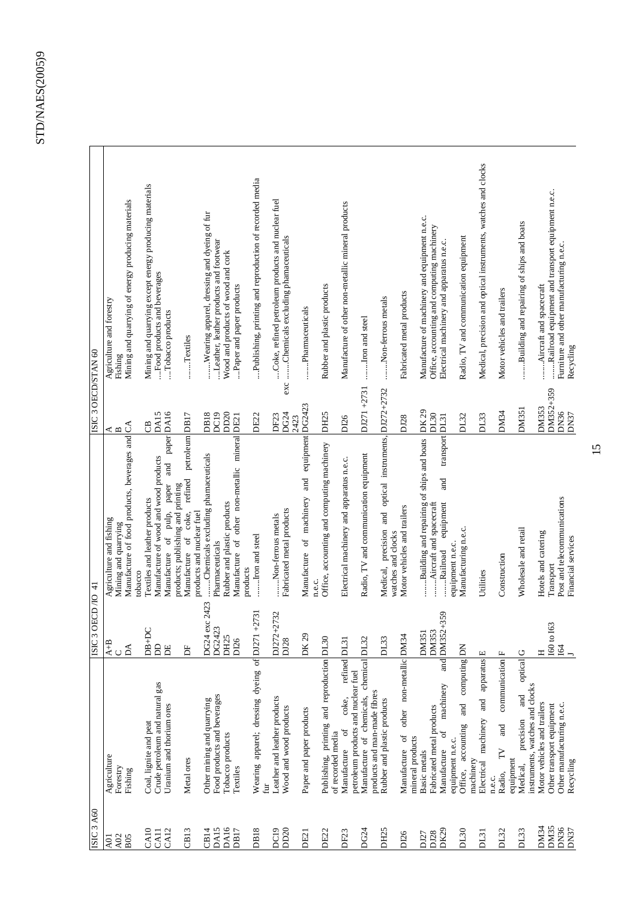| ISIC 3 A60 | | ISIC 3 OECD /IO 41 | | ISIC 3 OECD/STAN 60 | |
|---|---|---|---|---|---|
| A01 | Agriculture | A+B | Agriculture and fishing | A | Agriculture and forestry |
| A02 | Forestry | C | Mining and quarrying | B | Fishing |
| B05 | Fishing | DA | Manufacture of food products, beverages and tobacco | CA | Mining and quarrying of energy producing materials |
| CA10 | Coal, lignite and peat | DB+DC | Textiles and leather products | CB | Mining and quarrying except energy producing materials |
| CA11 | Crude petroleum and natural gas | DD | Manufacture of wood and wood products | DA15 | ....Food products and beverages |
| CA12 | Uranium and thorium ores | DE | Manufacture of pulp, paper and paper products; publishing and printing | DA16 | ....Tobacco products |
| CB13 | Metal ores | DF | Manufacture of coke, refined petroleum products and nuclear fuel | DB17 | ......Textiles |
| CB14 | Other mining and quarrying | DG24 exc 2423 | ......Chemicals excluding pharmaceuticals | DB18 | ......Wearing apparel, dressing and dyeing of fur |
| DA15 | Food products and beverages | DG2423 | Pharmaceuticals | DC19 | ....Leather, leather products and footwear |
| DA16 | Tobacco products | DH25 | Rubber and plastic products | DD20 | Wood and products of wood and cork |
| DB17 | Textiles | DI26 | Manufacture of other non-metallic mineral products | DE21 | ....Paper and paper products |
| DB18 | Wearing apparel; dressing dyeing of fur | DJ271+2731 | ......Iron and steel | DE22 | ....Publishing, printing and reproduction of recorded media |
| DC19 | Leather and leather products | DJ272+2732 | ......Non-ferrous metals | DF23 | ....Coke, refined petroleum products and nuclear fuel |
| DD20 | Wood and wood products | DJ28 | Fabricated metal products | DG24 exc 2423 | ......Chemicals excluding pharmaceuticals |
| DE21 | Paper and paper products | DK 29 | Manufacture of machinery and equipment n.e.c. | DG2423 | ......Pharmaceuticals |
| DE22 | Publishing, printing and reproduction of recorded media | DL30 | Office, accounting and computing machinery | DH25 | Rubber and plastic products |
| DF23 | Manufacture of coke, refined petroleum products and nuclear fuel | DL31 | Electrical machinery and apparatus n.e.c. | DI26 | Manufacture of other non-metallic mineral products |
| DG24 | Manufacture of chemicals, chemical products and man-made fibres | DL32 | Radio, TV and communication equipment | DJ271 +2731 | ......Iron and steel |
| DH25 | Rubber and plastic products | DL33 | Medical, precision and optical instruments, watches and clocks | DJ272+2732 | ......Non-ferrous metals |
| DI26 | Manufacture of other non-metallic mineral products | DM34 | Motor vehicles and trailers | DJ28 | Fabricated metal products |
| DJ27 | Basic metals | DM351 | ......Building and repairing of ships and boats | DK 29 | Manufacture of machinery and equipment n.e.c. |
| DJ28 | Fabricated metal products | DM353 | ......Aircraft and spacecraft | DL30 | Office, accounting and computing machinery |
| DK29 | Manufacture of machinery and equipment n.e.c. | DM352+359 | ......Railroad equipment and transport equipment n.e.c. | DL31 | Electrical machinery and apparatus n.e.c. |
| DL30 | Office, accounting and computing machinery | DN | Manufacturing n.e.c. | DL32 | Radio, TV and communication equipment |
| DL31 | Electrical machinery and apparatus n.e.c. | E | Utilities | DL33 | Medical, precision and optical instruments, watches and clocks |
| DL32 | Radio, TV and communication equipment | F | Construction | DM34 | Motor vehicles and trailers |
| DL33 | Medical, precision and optical instruments, watches and clocks | G | Wholesale and retail | DM351 | ......Building and repairing of ships and boats |
| DM34 | Motor vehicles and trailers | H | Hotels and catering | DM353 | ......Aircraft and spacecraft |
| DM35 | Other transport equipment | I60 to I63 | Transport | DM352+359 | ......Railroad equipment and transport equipment n.e.c. |
| DN36 | Other manufacturing n.e.c. | I64 | Post and telecommunications | DN36 | Furniture and other manufacturing n.e.c. |
| DN37 | Recycling | J | Financial services | DN37 | Recycling |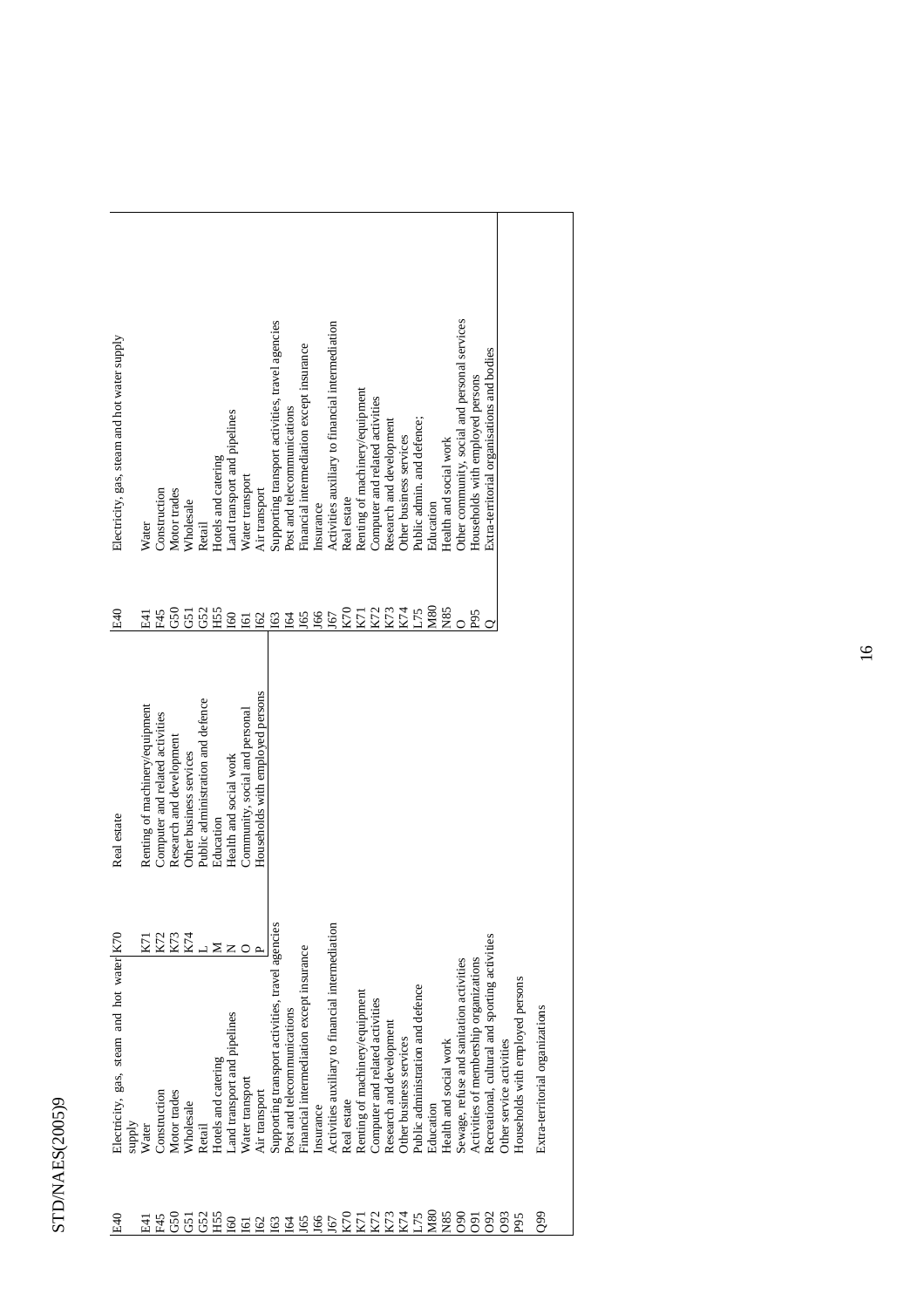| | | | | | |
|---|---|---|---|---|---|
| E40 | Electricity, gas, steam and hot water supply | K70 | Real estate | E40 | Electricity, gas, steam and hot water supply |
| E41 | Water | K71 | Renting of machinery/equipment | E41 | Water |
| F45 | Construction | K72 | Computer and related activities | F45 | Construction |
| G50 | Motor trades | K73 | Research and development | G50 | Motor trades |
| G51 | Wholesale | K74 | Other business services | G51 | Wholesale |
| G52 | Retail | L | Public administration and defence | G52 | Retail |
| H55 | Hotels and catering | M | Education | H55 | Hotels and catering |
| I60 | Land transport and pipelines | N | Health and social work | I60 | Land transport and pipelines |
| I61 | Water transport | O | Community, social and personal | I61 | Water transport |
| I62 | Air transport | P | Households with employed persons | I62 | Air transport |
| I63 | Supporting transport activities, travel agencies | | | I63 | Supporting transport activities, travel agencies |
| I64 | Post and telecommunications | | | I64 | Post and telecommunications |
| J65 | Financial intermediation except insurance | | | J65 | Financial intermediation except insurance |
| J66 | Insurance | | | J66 | Insurance |
| J67 | Activities auxiliary to financial intermediation | | | J67 | Activities auxiliary to financial intermediation |
| K70 | Real estate | | | K70 | Real estate |
| K71 | Renting of machinery/equipment | | | K71 | Renting of machinery/equipment |
| K72 | Computer and related activities | | | K72 | Computer and related activities |
| K73 | Research and development | | | K73 | Research and development |
| K74 | Other business services | | | K74 | Other business services |
| L75 | Public administration and defence | | | L75 | Public admin. and defence; |
| M80 | Education | | | M80 | Education |
| N85 | Health and social work | | | N85 | Health and social work |
| O90 | Sewage, refuse and sanitation activities | | | O | Other community, social and personal services |
| O91 | Activities of membership organizations | | | P95 | Households with employed persons |
| O92 | Recreational, cultural and sporting activities | | | Q | Extra-territorial organisations and bodies |
| O93 | Other service activities | | | | |
| P95 | Households with employed persons | | | | |
| Q99 | Extra-territorial organizations | | | | |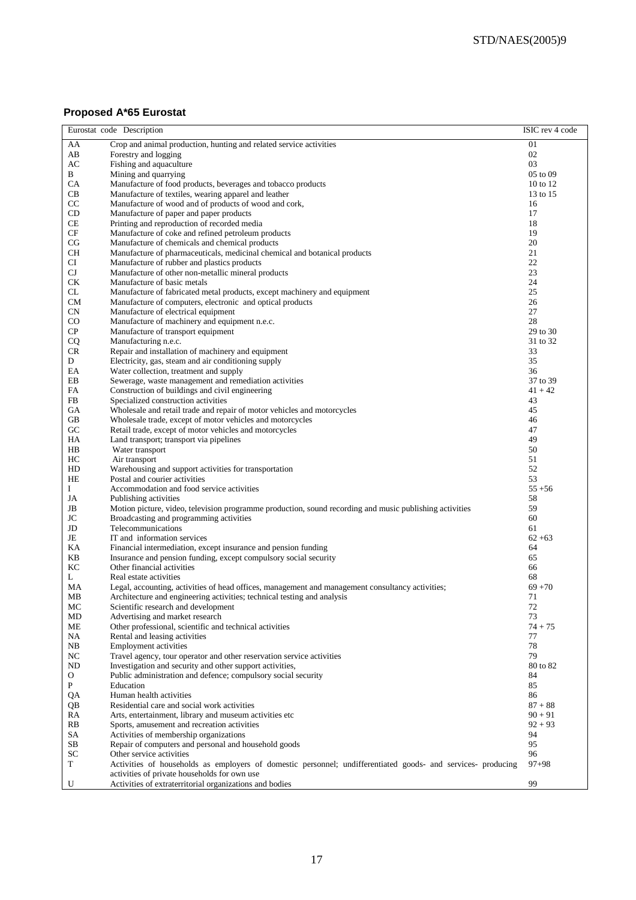### **Proposed A*65 Eurostat**

| Eurostat code | Description | ISIC rev 4 code |
|---|---|---|
| AA | Crop and animal production, hunting and related service activities | 01 |
| AB | Forestry and logging | 02 |
| AC | Fishing and aquaculture | 03 |
| B | Mining and quarrying | 05 to 09 |
| CA | Manufacture of food products, beverages and tobacco products | 10 to 12 |
| CB | Manufacture of textiles, wearing apparel and leather | 13 to 15 |
| CC | Manufacture of wood and of products of wood and cork, | 16 |
| CD | Manufacture of paper and paper products | 17 |
| CE | Printing and reproduction of recorded media | 18 |
| CF | Manufacture of coke and refined petroleum products | 19 |
| CG | Manufacture of chemicals and chemical products | 20 |
| CH | Manufacture of pharmaceuticals, medicinal chemical and botanical products | 21 |
| CI | Manufacture of rubber and plastics products | 22 |
| CJ | Manufacture of other non-metallic mineral products | 23 |
| CK | Manufacture of basic metals | 24 |
| CL | Manufacture of fabricated metal products, except machinery and equipment | 25 |
| CM | Manufacture of computers, electronic and optical products | 26 |
| CN | Manufacture of electrical equipment | 27 |
| CO | Manufacture of machinery and equipment n.e.c. | 28 |
| CP | Manufacture of transport equipment | 29 to 30 |
| CQ | Manufacturing n.e.c. | 31 to 32 |
| CR | Repair and installation of machinery and equipment | 33 |
| D | Electricity, gas, steam and air conditioning supply | 35 |
| EA | Water collection, treatment and supply | 36 |
| EB | Sewerage, waste management and remediation activities | 37 to 39 |
| FA | Construction of buildings and civil engineering | 41 + 42 |
| FB | Specialized construction activities | 43 |
| GA | Wholesale and retail trade and repair of motor vehicles and motorcycles | 45 |
| GB | Wholesale trade, except of motor vehicles and motorcycles | 46 |
| GC | Retail trade, except of motor vehicles and motorcycles | 47 |
| HA | Land transport; transport via pipelines | 49 |
| HB | Water transport | 50 |
| HC | Air transport | 51 |
| HD | Warehousing and support activities for transportation | 52 |
| HE | Postal and courier activities | 53 |
| I | Accommodation and food service activities | 55 +56 |
| JA | Publishing activities | 58 |
| JB | Motion picture, video, television programme production, sound recording and music publishing activities | 59 |
| JC | Broadcasting and programming activities | 60 |
| JD | Telecommunications | 61 |
| JE | IT and information services | 62 +63 |
| KA | Financial intermediation, except insurance and pension funding | 64 |
| KB | Insurance and pension funding, except compulsory social security | 65 |
| KC | Other financial activities | 66 |
| L | Real estate activities | 68 |
| MA | Legal, accounting, activities of head offices, management and management consultancy activities; | 69 +70 |
| MB | Architecture and engineering activities; technical testing and analysis | 71 |
| MC | Scientific research and development | 72 |
| MD | Advertising and market research | 73 |
| ME | Other professional, scientific and technical activities | 74 + 75 |
| NA | Rental and leasing activities | 77 |
| NB | Employment activities | 78 |
| NC | Travel agency, tour operator and other reservation service activities | 79 |
| ND | Investigation and security and other support activities, | 80 to 82 |
| O | Public administration and defence; compulsory social security | 84 |
| P | Education | 85 |
| QA | Human health activities | 86 |
| QB | Residential care and social work activities | 87 + 88 |
| RA | Arts, entertainment, library and museum activities etc | 90 + 91 |
| RB | Sports, amusement and recreation activities | 92 + 93 |
| SA | Activities of membership organizations | 94 |
| SB | Repair of computers and personal and household goods | 95 |
| SC | Other service activities | 96 |
| T | Activities of households as employers of domestic personnel; undifferentiated goods- and services- producing activities of private households for own use | 97+98 |
| U | Activities of extraterritorial organizations and bodies | 99 |